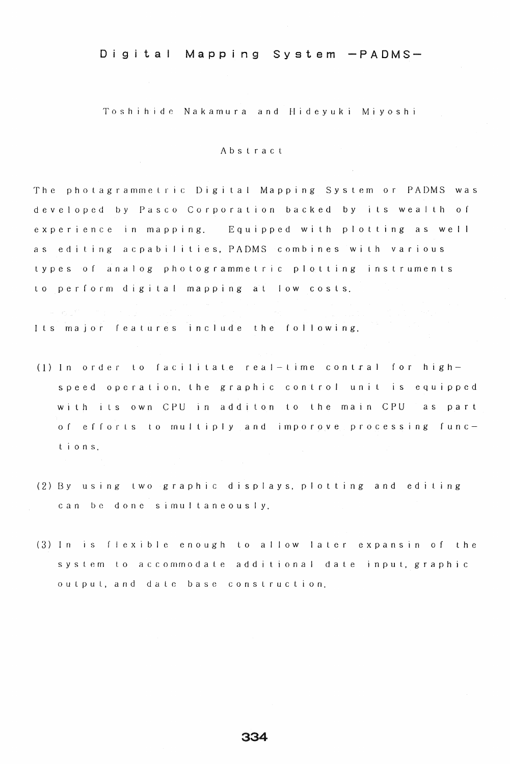# Digital Mapping System -PADMS-

Toshihide Nakamura and Hideyuki Miyoshi

## Abstract

The photagrammetric Digital Mapping System or PADMS was developed by Pasco Corporation backed by its wealth of experience in mapping. Equipped with plotting as well as editing acpabilities, PADMS combines with various types of analog photogrammetric plotting instruments to perform digital mapping at low costs.

Its major features include the following.

(1) In order to facilitate real-time contral for high-speed operation, the graphic control unit is equipped with its own CPU in additon to the main CPU as part of efforts to multiply and imporove processing functions.

(2) By using two graphic displays, plotting and editing can be done simultaneously.

(3) In is flexible enough to allow later expansin of the system to accommodate additional date input, graphic output, and date base construction.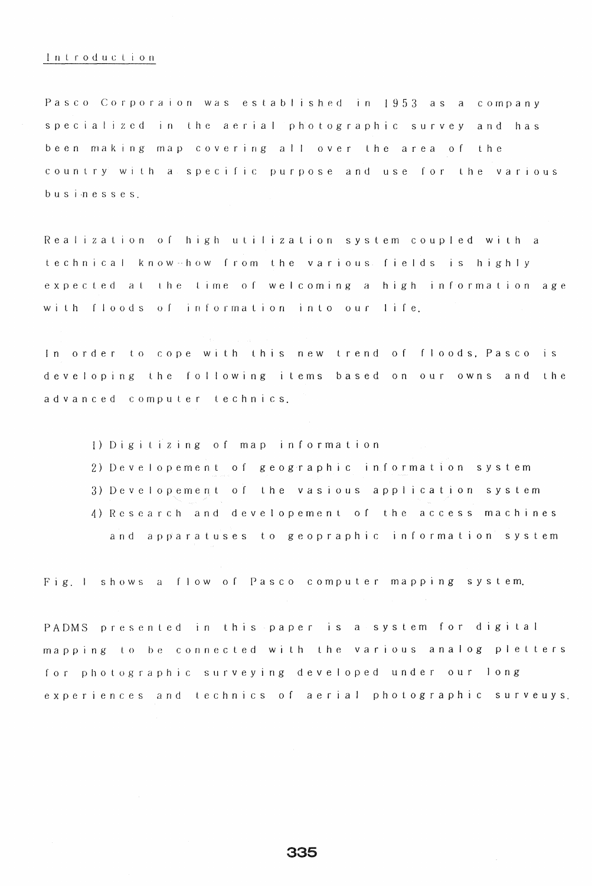## Introduction

Pasco Corporaion was established in 1953 as a company specialized in the aerial photographic survey and has been making map covering all over the area of the country with a specific purpose and use for the various businesses.

Realization of high utilization system coupled with a technical know-how from the various fields is highly expected at the time of welcoming a high information age with floods of information into our life.

In order to cope with this new trend of floods, Pasco is developing the following items based on our owns and the advanced computer technics.

1) Digitizing of map information
2) Developement of geographic information system
3) Developement of the vasious application system
4) Research and developement of the access machines and apparatuses to geopraphic information system

Fig. 1 shows a flow of Pasco computer mapping system.

PADMS presented in this paper is a system for digital mapping to be connected with the various analog pletters for photographic surveying developed under our long experiences and technics of aerial photographic surveuys.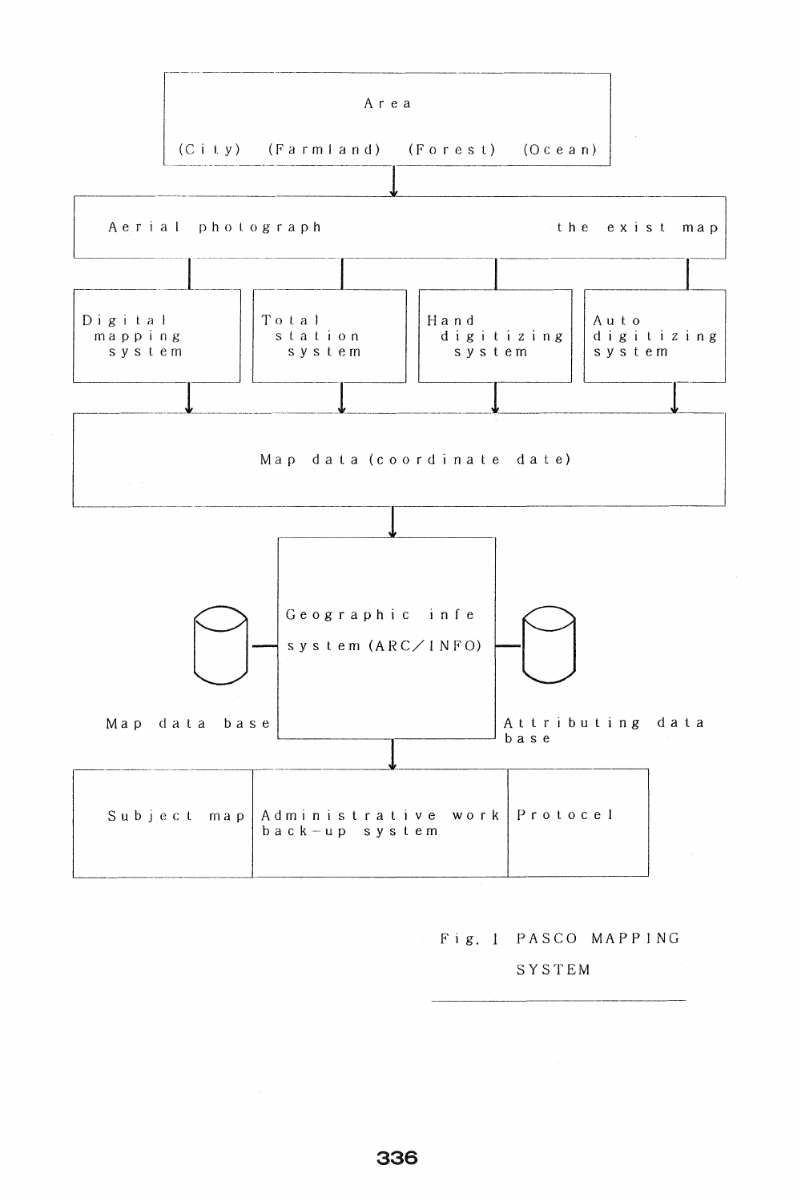Area

(City) (Farmland) (Forest) (Ocean)

↓

Aerial photograph　　　　　　the exist map

| Digital mapping system | Total station system | Hand digitizing system | Auto digitizing system |
|---|---|---|---|

↓

Map data (coordinate date)

↓

Map data base — Geographic infe system (ARC/INFO) — Attributing data base

↓

| Subject map | Administrative work back-up system | Protocel |
|---|---|---|

Fig. 1 PASCO MAPPING SYSTEM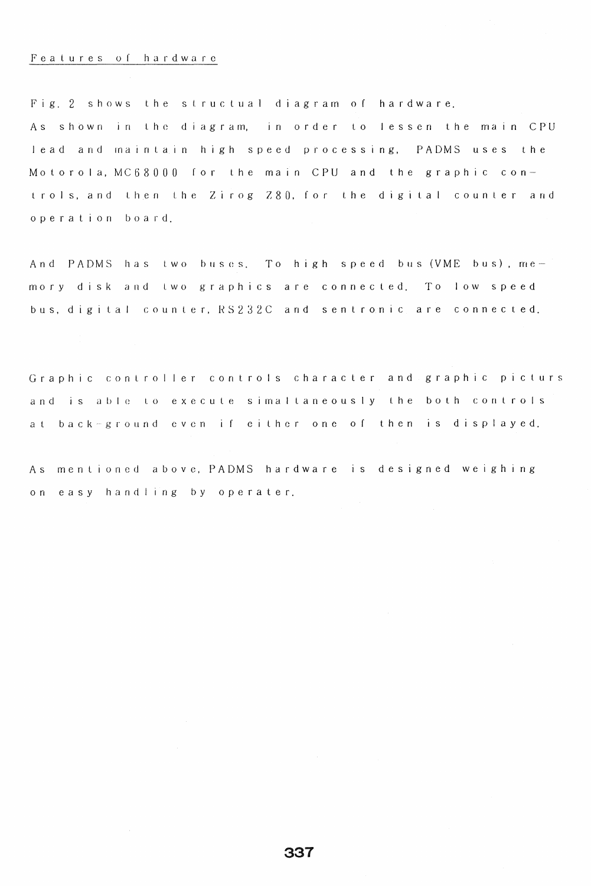## Features of hardware

Fig. 2 shows the structual diagram of hardware.
As shown in the diagram, in order to lessen the main CPU lead and maintain high speed processing, PADMS uses the Motorola, MC68000 for the main CPU and the graphic controls, and then the Zirog Z80, for the digital counter and operation board.

And PADMS has two buses. To high speed bus (VME bus), memory disk and two graphics are connected. To low speed bus, digital counter, RS232C and sentronic are connected.

Graphic controller controls character and graphic picturs and is able to execute simaltaneously the both controls at back-ground even if either one of then is displayed.

As mentioned above, PADMS hardware is designed weighing on easy handling by operater.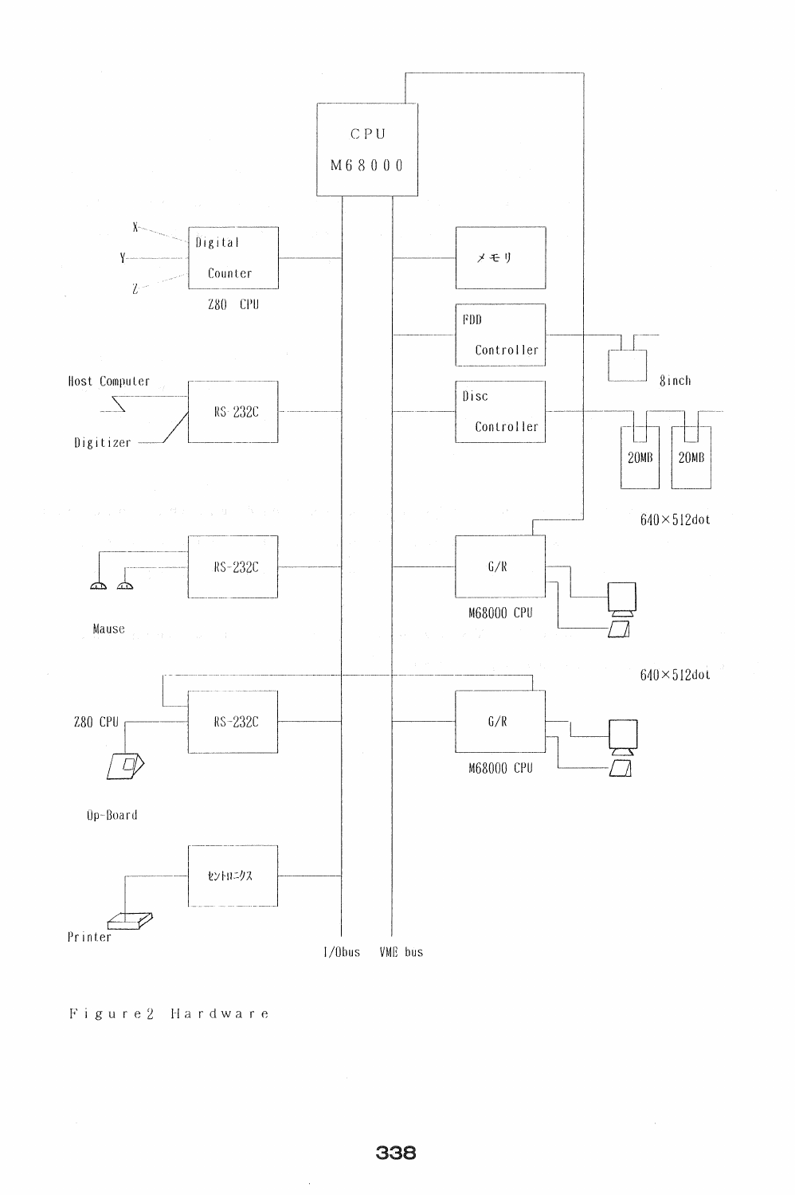Figure2 Hardware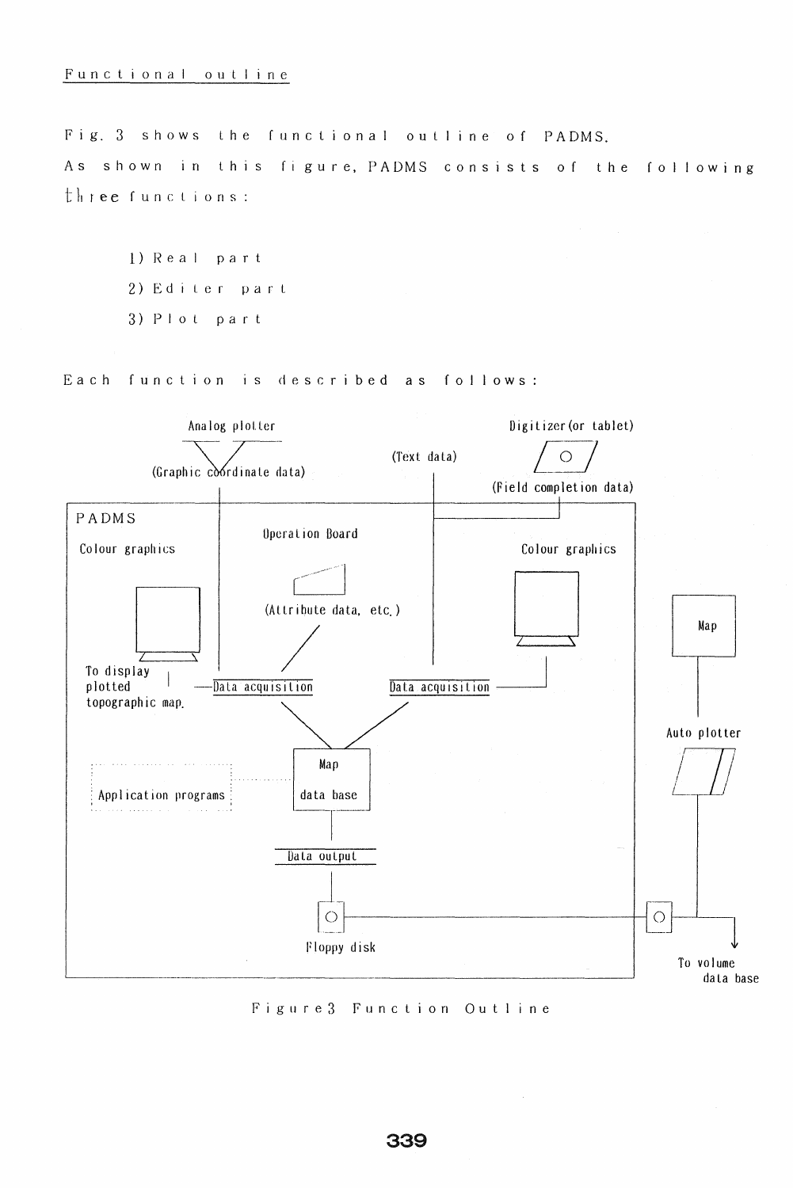## Functional outline

Fig. 3 shows the functional outline of PADMS.
As shown in this figure, PADMS consists of the following three functions:

1) Real part
2) Editer part
3) Plot part

Each function is described as follows:

Figure3 Function Outline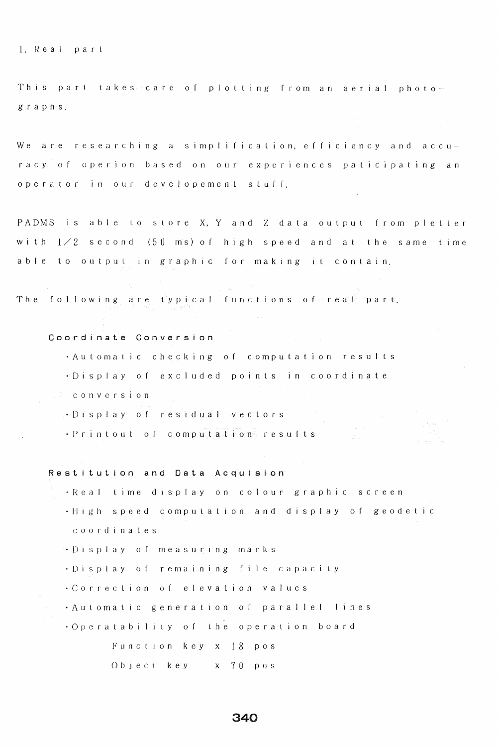1. Real part

This part takes care of plotting from an aerial photographs.

We are researching a simplification, efficiency and accuracy of operion based on our experiences paticipating an operator in our developement stuff.

PADMS is able to store X, Y and Z data output from pletter with 1/2 second (50 ms) of high speed and at the same time able to output in graphic for making it contain.

The following are typical functions of real part.

**Coordinate Conversion**

- Automatic checking of computation results
- Display of excluded points in coordinate conversion
- Display of residual vectors
- Printout of computation results

**Restitution and Data Acquision**

- Real time display on colour graphic screen
- High speed computation and display of geodetic coordinates
- Display of measuring marks
- Display of remaining file capacity
- Correction of elevation values
- Automatic generation of parallel lines
- Operatability of the operation board

    Function key x 18 pos

    Object key x 70 pos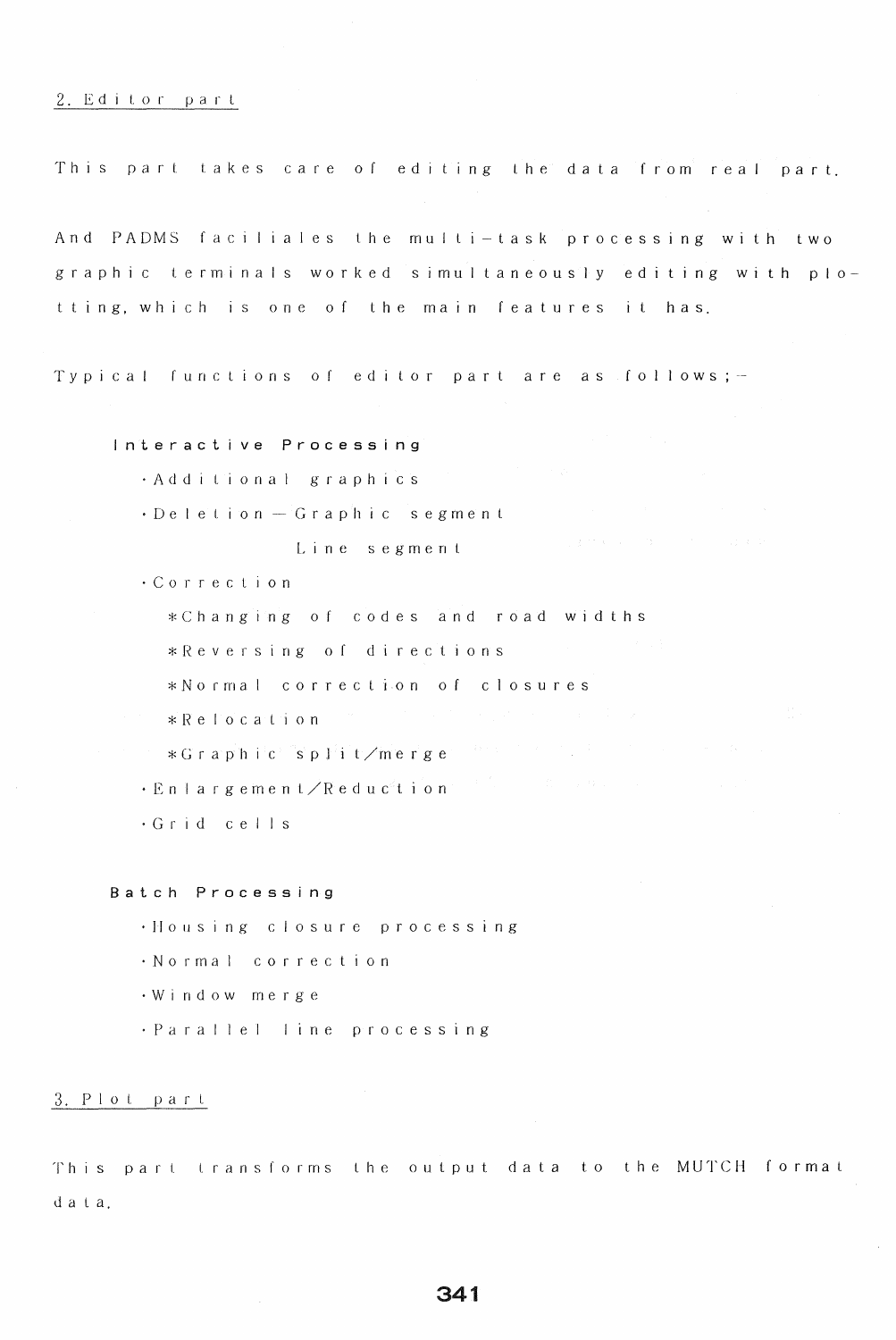## 2. Editor part

This part takes care of editing the data from real part.

And PADMS faciliates the multi-task processing with two graphic terminals worked simultaneously editing with plotting, which is one of the main features it has.

Typical functions of editor part are as follows;-

**Interactive Processing**

- ·Additional graphics
- ·Deletion — Graphic segment

  Line segment
- ·Correction
  - *Changing of codes and road widths
  - *Reversing of directions
  - *Normal correction of closures
  - *Relocation
  - *Graphic split/merge
- ·Enlargement/Reduction
- ·Grid cells

**Batch Processing**

- ·Housing closure processing
- ·Normal correction
- ·Window merge
- ·Parallel line processing

## 3. Plot part

This part transforms the output data to the MUTCH format data.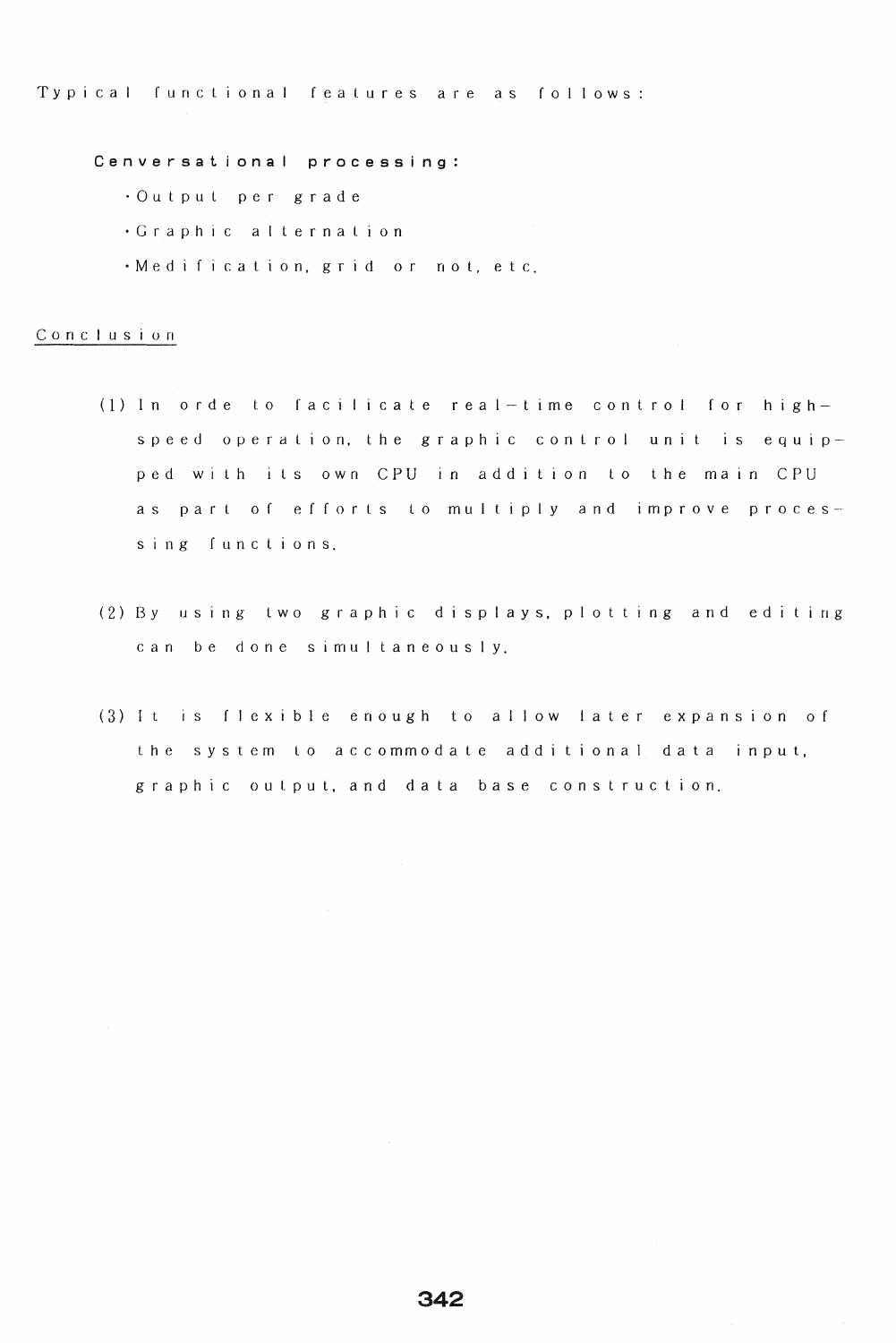Typical functional features are as follows:

**Cenversational processing:**

- Output per grade
- Graphic alternation
- Medification, grid or not, etc.

## Conclusion

(1) In orde to facilicate real-time control for high-speed operation, the graphic control unit is equipped with its own CPU in addition to the main CPU as part of efforts to multiply and improve processing functions.

(2) By using two graphic displays, plotting and editing can be done simultaneously.

(3) It is flexible enough to allow later expansion of the system to accommodate additional data input, graphic output, and data base construction.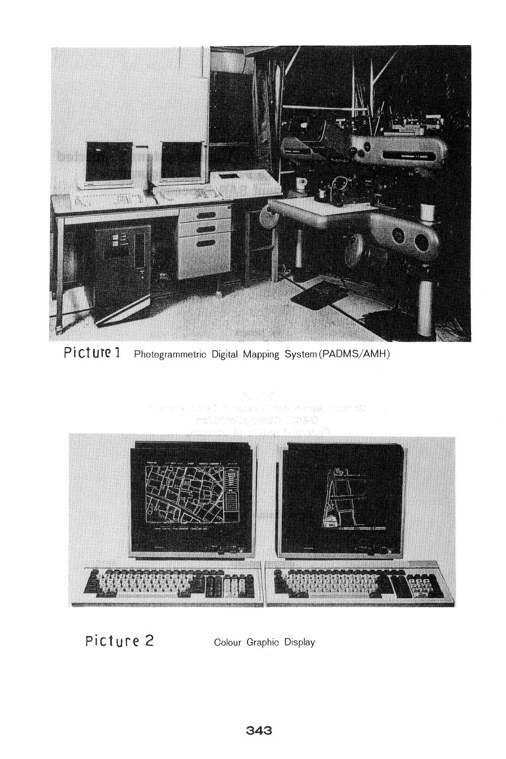Picture 1 Photogrammetric Digital Mapping System (PADMS/AMH)

Picture 2 Colour Graphic Display